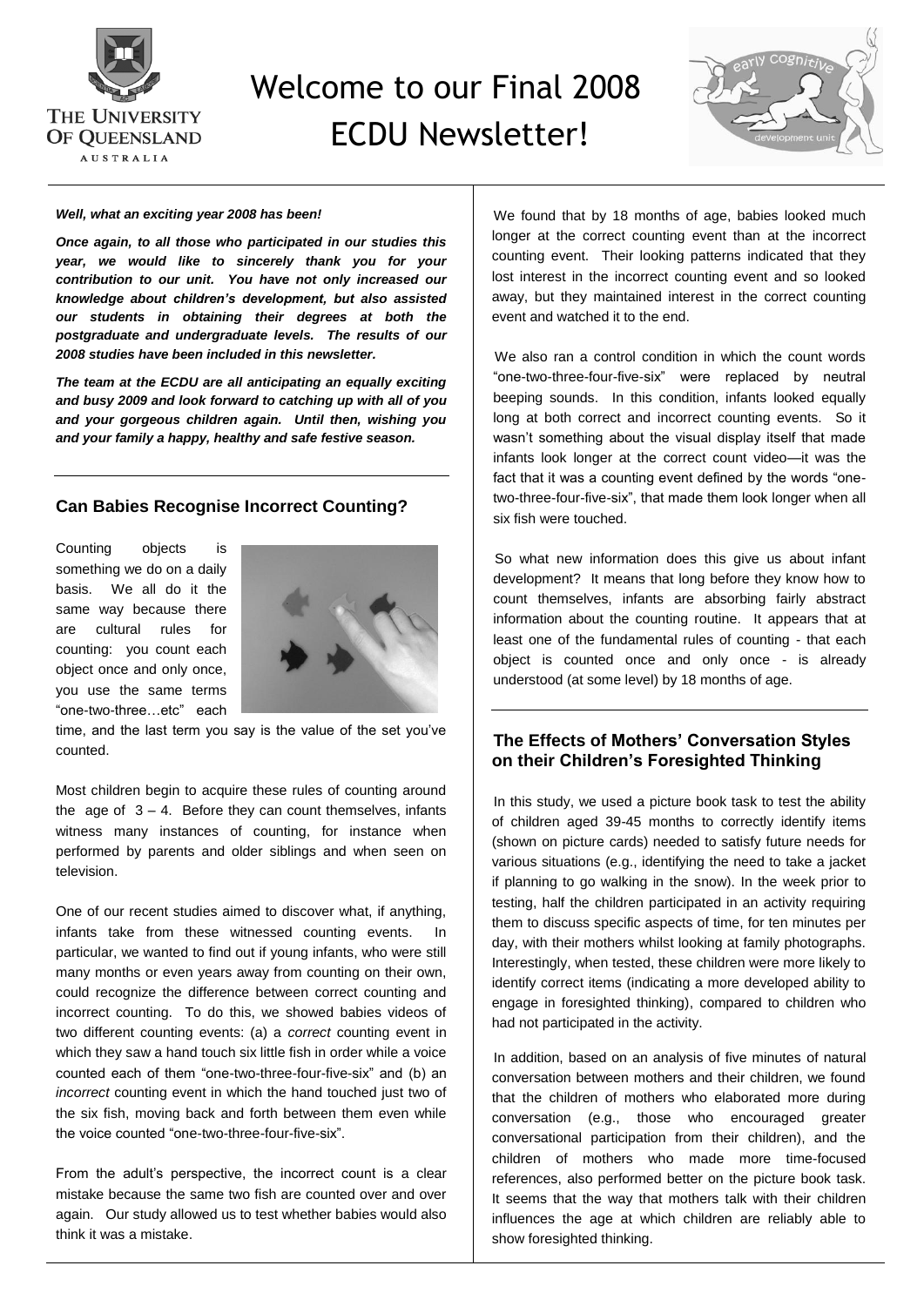# Welcome to our Final 2008 ECDU Newsletter!

***Well, what an exciting year 2008 has been!***

***Once again, to all those who participated in our studies this year, we would like to sincerely thank you for your contribution to our unit. You have not only increased our knowledge about children's development, but also assisted our students in obtaining their degrees at both the postgraduate and undergraduate levels. The results of our 2008 studies have been included in this newsletter.***

***The team at the ECDU are all anticipating an equally exciting and busy 2009 and look forward to catching up with all of you and your gorgeous children again. Until then, wishing you and your family a happy, healthy and safe festive season.***

## Can Babies Recognise Incorrect Counting?

Counting objects is something we do on a daily basis. We all do it the same way because there are cultural rules for counting: you count each object once and only once, you use the same terms "one-two-three…etc" each time, and the last term you say is the value of the set you've counted.

Most children begin to acquire these rules of counting around the age of 3 – 4. Before they can count themselves, infants witness many instances of counting, for instance when performed by parents and older siblings and when seen on television.

One of our recent studies aimed to discover what, if anything, infants take from these witnessed counting events. In particular, we wanted to find out if young infants, who were still many months or even years away from counting on their own, could recognize the difference between correct counting and incorrect counting. To do this, we showed babies videos of two different counting events: (a) a *correct* counting event in which they saw a hand touch six little fish in order while a voice counted each of them "one-two-three-four-five-six" and (b) an *incorrect* counting event in which the hand touched just two of the six fish, moving back and forth between them even while the voice counted "one-two-three-four-five-six".

From the adult's perspective, the incorrect count is a clear mistake because the same two fish are counted over and over again. Our study allowed us to test whether babies would also think it was a mistake.

We found that by 18 months of age, babies looked much longer at the correct counting event than at the incorrect counting event. Their looking patterns indicated that they lost interest in the incorrect counting event and so looked away, but they maintained interest in the correct counting event and watched it to the end.

We also ran a control condition in which the count words "one-two-three-four-five-six" were replaced by neutral beeping sounds. In this condition, infants looked equally long at both correct and incorrect counting events. So it wasn't something about the visual display itself that made infants look longer at the correct count video—it was the fact that it was a counting event defined by the words "one-two-three-four-five-six", that made them look longer when all six fish were touched.

So what new information does this give us about infant development? It means that long before they know how to count themselves, infants are absorbing fairly abstract information about the counting routine. It appears that at least one of the fundamental rules of counting - that each object is counted once and only once - is already understood (at some level) by 18 months of age.

## The Effects of Mothers' Conversation Styles on their Children's Foresighted Thinking

In this study, we used a picture book task to test the ability of children aged 39-45 months to correctly identify items (shown on picture cards) needed to satisfy future needs for various situations (e.g., identifying the need to take a jacket if planning to go walking in the snow). In the week prior to testing, half the children participated in an activity requiring them to discuss specific aspects of time, for ten minutes per day, with their mothers whilst looking at family photographs. Interestingly, when tested, these children were more likely to identify correct items (indicating a more developed ability to engage in foresighted thinking), compared to children who had not participated in the activity.

In addition, based on an analysis of five minutes of natural conversation between mothers and their children, we found that the children of mothers who elaborated more during conversation (e.g., those who encouraged greater conversational participation from their children), and the children of mothers who made more time-focused references, also performed better on the picture book task. It seems that the way that mothers talk with their children influences the age at which children are reliably able to show foresighted thinking.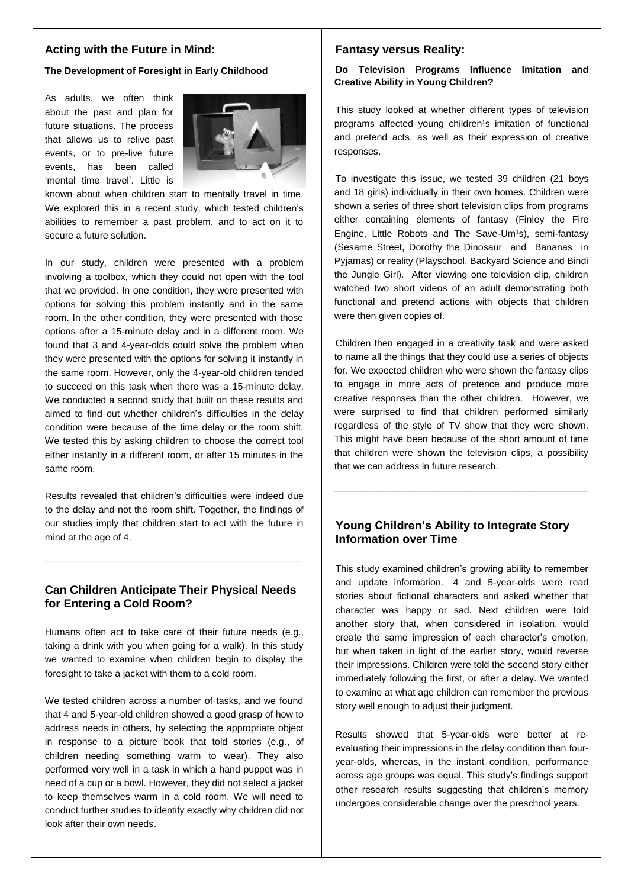## Acting with the Future in Mind:

**The Development of Foresight in Early Childhood**

As adults, we often think about the past and plan for future situations. The process that allows us to relive past events, or to pre-live future events, has been called 'mental time travel'. Little is known about when children start to mentally travel in time. We explored this in a recent study, which tested children's abilities to remember a past problem, and to act on it to secure a future solution.

In our study, children were presented with a problem involving a toolbox, which they could not open with the tool that we provided. In one condition, they were presented with options for solving this problem instantly and in the same room. In the other condition, they were presented with those options after a 15-minute delay and in a different room. We found that 3 and 4-year-olds could solve the problem when they were presented with the options for solving it instantly in the same room. However, only the 4-year-old children tended to succeed on this task when there was a 15-minute delay. We conducted a second study that built on these results and aimed to find out whether children's difficulties in the delay condition were because of the time delay or the room shift. We tested this by asking children to choose the correct tool either instantly in a different room, or after 15 minutes in the same room.

Results revealed that children's difficulties were indeed due to the delay and not the room shift. Together, the findings of our studies imply that children start to act with the future in mind at the age of 4.

---

## Can Children Anticipate Their Physical Needs for Entering a Cold Room?

Humans often act to take care of their future needs (e.g., taking a drink with you when going for a walk). In this study we wanted to examine when children begin to display the foresight to take a jacket with them to a cold room.

We tested children across a number of tasks, and we found that 4 and 5-year-old children showed a good grasp of how to address needs in others, by selecting the appropriate object in response to a picture book that told stories (e.g., of children needing something warm to wear). They also performed very well in a task in which a hand puppet was in need of a cup or a bowl. However, they did not select a jacket to keep themselves warm in a cold room. We will need to conduct further studies to identify exactly why children did not look after their own needs.

## Fantasy versus Reality:

**Do Television Programs Influence Imitation and Creative Ability in Young Children?**

This study looked at whether different types of television programs affected young children's imitation of functional and pretend acts, as well as their expression of creative responses.

To investigate this issue, we tested 39 children (21 boys and 18 girls) individually in their own homes. Children were shown a series of three short television clips from programs either containing elements of fantasy (Finley the Fire Engine, Little Robots and The Save-Um's), semi-fantasy (Sesame Street, Dorothy the Dinosaur and Bananas in Pyjamas) or reality (Playschool, Backyard Science and Bindi the Jungle Girl). After viewing one television clip, children watched two short videos of an adult demonstrating both functional and pretend actions with objects that children were then given copies of.

Children then engaged in a creativity task and were asked to name all the things that they could use a series of objects for. We expected children who were shown the fantasy clips to engage in more acts of pretence and produce more creative responses than the other children. However, we were surprised to find that children performed similarly regardless of the style of TV show that they were shown. This might have been because of the short amount of time that children were shown the television clips, a possibility that we can address in future research.

---

## Young Children's Ability to Integrate Story Information over Time

This study examined children's growing ability to remember and update information. 4 and 5-year-olds were read stories about fictional characters and asked whether that character was happy or sad. Next children were told another story that, when considered in isolation, would create the same impression of each character's emotion, but when taken in light of the earlier story, would reverse their impressions. Children were told the second story either immediately following the first, or after a delay. We wanted to examine at what age children can remember the previous story well enough to adjust their judgment.

Results showed that 5-year-olds were better at re-evaluating their impressions in the delay condition than four-year-olds, whereas, in the instant condition, performance across age groups was equal. This study's findings support other research results suggesting that children's memory undergoes considerable change over the preschool years.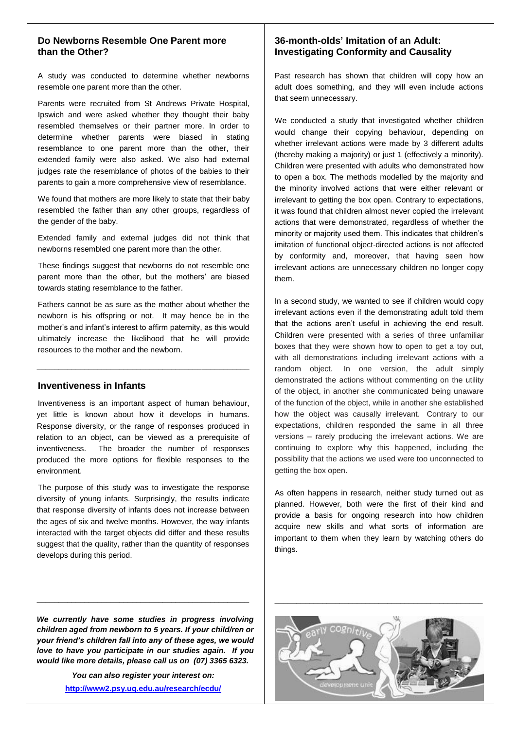## Do Newborns Resemble One Parent more than the Other?

A study was conducted to determine whether newborns resemble one parent more than the other.

Parents were recruited from St Andrews Private Hospital, Ipswich and were asked whether they thought their baby resembled themselves or their partner more. In order to determine whether parents were biased in stating resemblance to one parent more than the other, their extended family were also asked. We also had external judges rate the resemblance of photos of the babies to their parents to gain a more comprehensive view of resemblance.

We found that mothers are more likely to state that their baby resembled the father than any other groups, regardless of the gender of the baby.

Extended family and external judges did not think that newborns resembled one parent more than the other.

These findings suggest that newborns do not resemble one parent more than the other, but the mothers' are biased towards stating resemblance to the father.

Fathers cannot be as sure as the mother about whether the newborn is his offspring or not. It may hence be in the mother's and infant's interest to affirm paternity, as this would ultimately increase the likelihood that he will provide resources to the mother and the newborn.

---

## Inventiveness in Infants

Inventiveness is an important aspect of human behaviour, yet little is known about how it develops in humans. Response diversity, or the range of responses produced in relation to an object, can be viewed as a prerequisite of inventiveness. The broader the number of responses produced the more options for flexible responses to the environment.

The purpose of this study was to investigate the response diversity of young infants. Surprisingly, the results indicate that response diversity of infants does not increase between the ages of six and twelve months. However, the way infants interacted with the target objects did differ and these results suggest that the quality, rather than the quantity of responses develops during this period.

---

***We currently have some studies in progress involving children aged from newborn to 5 years. If your child/ren or your friend's children fall into any of these ages, we would love to have you participate in our studies again. If you would like more details, please call us on (07) 3365 6323.***

***You can also register your interest on:***

**http://www2.psy.uq.edu.au/research/ecdu/**

## 36-month-olds' Imitation of an Adult: Investigating Conformity and Causality

Past research has shown that children will copy how an adult does something, and they will even include actions that seem unnecessary.

We conducted a study that investigated whether children would change their copying behaviour, depending on whether irrelevant actions were made by 3 different adults (thereby making a majority) or just 1 (effectively a minority). Children were presented with adults who demonstrated how to open a box. The methods modelled by the majority and the minority involved actions that were either relevant or irrelevant to getting the box open. Contrary to expectations, it was found that children almost never copied the irrelevant actions that were demonstrated, regardless of whether the minority or majority used them. This indicates that children's imitation of functional object-directed actions is not affected by conformity and, moreover, that having seen how irrelevant actions are unnecessary children no longer copy them.

In a second study, we wanted to see if children would copy irrelevant actions even if the demonstrating adult told them that the actions aren't useful in achieving the end result. Children were presented with a series of three unfamiliar boxes that they were shown how to open to get a toy out, with all demonstrations including irrelevant actions with a random object. In one version, the adult simply demonstrated the actions without commenting on the utility of the object, in another she communicated being unaware of the function of the object, while in another she established how the object was causally irrelevant. Contrary to our expectations, children responded the same in all three versions – rarely producing the irrelevant actions. We are continuing to explore why this happened, including the possibility that the actions we used were too unconnected to getting the box open.

As often happens in research, neither study turned out as planned. However, both were the first of their kind and provide a basis for ongoing research into how children acquire new skills and what sorts of information are important to them when they learn by watching others do things.

---

early cognitive development unit